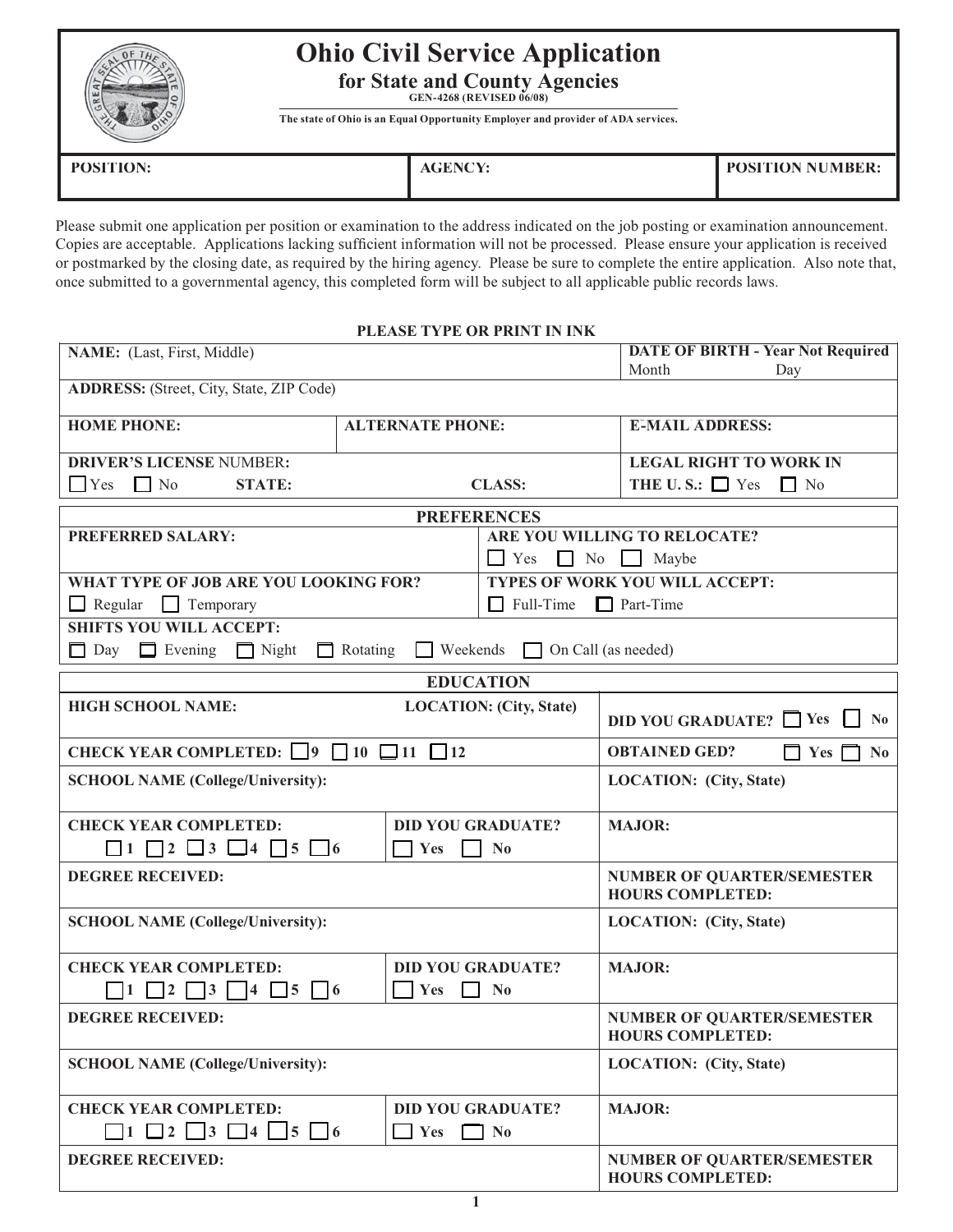# Ohio Civil Service Application

## for State and County Agencies

GEN-4268 (REVISED 06/08)

The state of Ohio is an Equal Opportunity Employer and provider of ADA services.

| POSITION: | AGENCY: | POSITION NUMBER: |
|---|---|---|

Please submit one application per position or examination to the address indicated on the job posting or examination announcement. Copies are acceptable. Applications lacking sufficient information will not be processed. Please ensure your application is received or postmarked by the closing date, as required by the hiring agency. Please be sure to complete the entire application. Also note that, once submitted to a governmental agency, this completed form will be subject to all applicable public records laws.

**PLEASE TYPE OR PRINT IN INK**

| NAME: (Last, First, Middle) | | DATE OF BIRTH - Year Not Required<br>Month Day |
|---|---|---|
| ADDRESS: (Street, City, State, ZIP Code) | | |
| HOME PHONE: | ALTERNATE PHONE: | E-MAIL ADDRESS: |
| DRIVER'S LICENSE NUMBER:<br>☐ Yes ☐ No STATE: | CLASS: | LEGAL RIGHT TO WORK IN THE U. S.: ☐ Yes ☐ No |

### PREFERENCES

| | |
|---|---|
| PREFERRED SALARY: | ARE YOU WILLING TO RELOCATE?<br>☐ Yes ☐ No ☐ Maybe |
| WHAT TYPE OF JOB ARE YOU LOOKING FOR?<br>☐ Regular ☐ Temporary | TYPES OF WORK YOU WILL ACCEPT:<br>☐ Full-Time ☐ Part-Time |
| SHIFTS YOU WILL ACCEPT:<br>☐ Day ☐ Evening ☐ Night ☐ Rotating ☐ Weekends ☐ On Call (as needed) | |

### EDUCATION

| | | |
|---|---|---|
| HIGH SCHOOL NAME: | LOCATION: (City, State) | DID YOU GRADUATE? ☐ Yes ☐ No |
| CHECK YEAR COMPLETED: ☐ 9 ☐ 10 ☐ 11 ☐ 12 | | OBTAINED GED? ☐ Yes ☐ No |
| SCHOOL NAME (College/University): | | LOCATION: (City, State) |
| CHECK YEAR COMPLETED:<br>☐ 1 ☐ 2 ☐ 3 ☐ 4 ☐ 5 ☐ 6 | DID YOU GRADUATE?<br>☐ Yes ☐ No | MAJOR: |
| DEGREE RECEIVED: | | NUMBER OF QUARTER/SEMESTER HOURS COMPLETED: |
| SCHOOL NAME (College/University): | | LOCATION: (City, State) |
| CHECK YEAR COMPLETED:<br>☐ 1 ☐ 2 ☐ 3 ☐ 4 ☐ 5 ☐ 6 | DID YOU GRADUATE?<br>☐ Yes ☐ No | MAJOR: |
| DEGREE RECEIVED: | | NUMBER OF QUARTER/SEMESTER HOURS COMPLETED: |
| SCHOOL NAME (College/University): | | LOCATION: (City, State) |
| CHECK YEAR COMPLETED:<br>☐ 1 ☐ 2 ☐ 3 ☐ 4 ☐ 5 ☐ 6 | DID YOU GRADUATE?<br>☐ Yes ☐ No | MAJOR: |
| DEGREE RECEIVED: | | NUMBER OF QUARTER/SEMESTER HOURS COMPLETED: |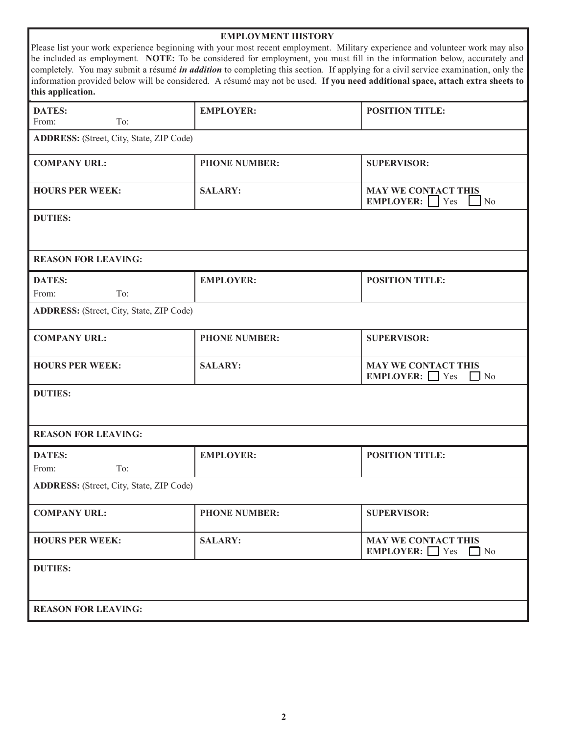## EMPLOYMENT HISTORY

Please list your work experience beginning with your most recent employment. Military experience and volunteer work may also be included as employment. **NOTE:** To be considered for employment, you must fill in the information below, accurately and completely. You may submit a résumé ***in addition*** to completing this section. If applying for a civil service examination, only the information provided below will be considered. A résumé may not be used. **If you need additional space, attach extra sheets to this application.**

| **DATES:** From: To: | **EMPLOYER:** | **POSITION TITLE:** |
|---|---|---|
| **ADDRESS:** (Street, City, State, ZIP Code) | | |
| **COMPANY URL:** | **PHONE NUMBER:** | **SUPERVISOR:** |
| **HOURS PER WEEK:** | **SALARY:** | **MAY WE CONTACT THIS EMPLOYER:** ☐ Yes ☐ No |
| **DUTIES:** | | |
| **REASON FOR LEAVING:** | | |

| **DATES:** From: To: | **EMPLOYER:** | **POSITION TITLE:** |
|---|---|---|
| **ADDRESS:** (Street, City, State, ZIP Code) | | |
| **COMPANY URL:** | **PHONE NUMBER:** | **SUPERVISOR:** |
| **HOURS PER WEEK:** | **SALARY:** | **MAY WE CONTACT THIS EMPLOYER:** ☐ Yes ☐ No |
| **DUTIES:** | | |
| **REASON FOR LEAVING:** | | |

| **DATES:** From: To: | **EMPLOYER:** | **POSITION TITLE:** |
|---|---|---|
| **ADDRESS:** (Street, City, State, ZIP Code) | | |
| **COMPANY URL:** | **PHONE NUMBER:** | **SUPERVISOR:** |
| **HOURS PER WEEK:** | **SALARY:** | **MAY WE CONTACT THIS EMPLOYER:** ☐ Yes ☐ No |
| **DUTIES:** | | |
| **REASON FOR LEAVING:** | | |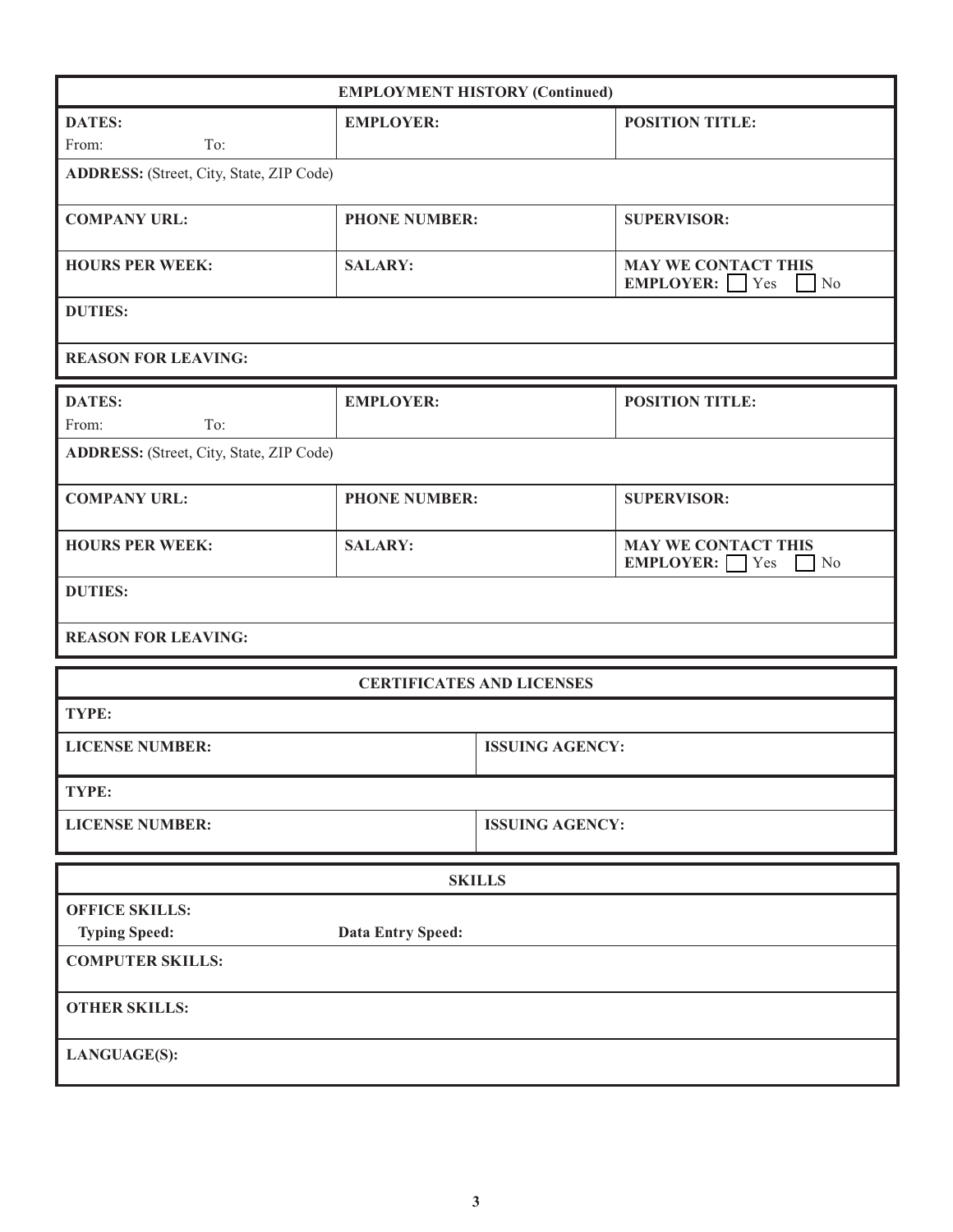## EMPLOYMENT HISTORY (Continued)

| **DATES:** From: To: | **EMPLOYER:** | **POSITION TITLE:** |
|---|---|---|
| **ADDRESS:** (Street, City, State, ZIP Code) | | |
| **COMPANY URL:** | **PHONE NUMBER:** | **SUPERVISOR:** |
| **HOURS PER WEEK:** | **SALARY:** | **MAY WE CONTACT THIS EMPLOYER:** ☐ Yes ☐ No |
| **DUTIES:** | | |
| **REASON FOR LEAVING:** | | |

| **DATES:** From: To: | **EMPLOYER:** | **POSITION TITLE:** |
|---|---|---|
| **ADDRESS:** (Street, City, State, ZIP Code) | | |
| **COMPANY URL:** | **PHONE NUMBER:** | **SUPERVISOR:** |
| **HOURS PER WEEK:** | **SALARY:** | **MAY WE CONTACT THIS EMPLOYER:** ☐ Yes ☐ No |
| **DUTIES:** | | |
| **REASON FOR LEAVING:** | | |

## CERTIFICATES AND LICENSES

| **TYPE:** | |
|---|---|
| **LICENSE NUMBER:** | **ISSUING AGENCY:** |
| **TYPE:** | |
| **LICENSE NUMBER:** | **ISSUING AGENCY:** |

## SKILLS

| **OFFICE SKILLS:** | |
|---|---|
| **Typing Speed:** | **Data Entry Speed:** |
| **COMPUTER SKILLS:** | |
| **OTHER SKILLS:** | |
| **LANGUAGE(S):** | |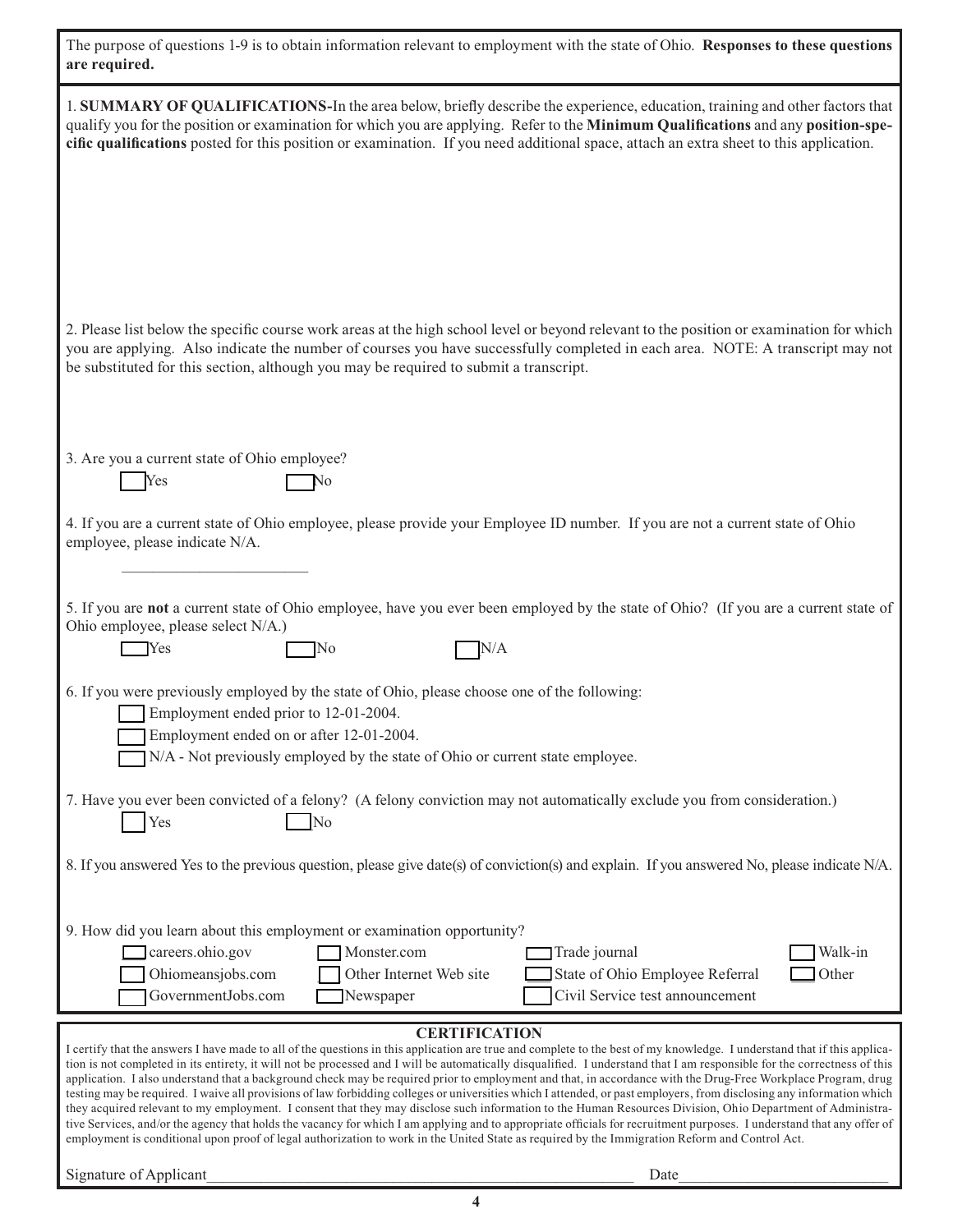The purpose of questions 1-9 is to obtain information relevant to employment with the state of Ohio. **Responses to these questions are required.**

1. **SUMMARY OF QUALIFICATIONS-**In the area below, briefly describe the experience, education, training and other factors that qualify you for the position or examination for which you are applying. Refer to the **Minimum Qualifications** and any **position-specific qualifications** posted for this position or examination. If you need additional space, attach an extra sheet to this application.

2. Please list below the specific course work areas at the high school level or beyond relevant to the position or examination for which you are applying. Also indicate the number of courses you have successfully completed in each area. NOTE: A transcript may not be substituted for this section, although you may be required to submit a transcript.

3. Are you a current state of Ohio employee?

☐ Yes ☐ No

4. If you are a current state of Ohio employee, please provide your Employee ID number. If you are not a current state of Ohio employee, please indicate N/A.

\_\_\_\_\_\_\_\_\_\_\_\_\_\_\_\_\_\_\_\_\_\_\_\_

5. If you are **not** a current state of Ohio employee, have you ever been employed by the state of Ohio? (If you are a current state of Ohio employee, please select N/A.)

☐ Yes ☐ No ☐ N/A

6. If you were previously employed by the state of Ohio, please choose one of the following:

☐ Employment ended prior to 12-01-2004.

☐ Employment ended on or after 12-01-2004.

☐ N/A - Not previously employed by the state of Ohio or current state employee.

7. Have you ever been convicted of a felony? (A felony conviction may not automatically exclude you from consideration.)

☐ Yes ☐ No

8. If you answered Yes to the previous question, please give date(s) of conviction(s) and explain. If you answered No, please indicate N/A.

9. How did you learn about this employment or examination opportunity?

| | | | |
|---|---|---|---|
| ☐ careers.ohio.gov | ☐ Monster.com | ☐ Trade journal | ☐ Walk-in |
| ☐ Ohiomeansjobs.com | ☐ Other Internet Web site | ☐ State of Ohio Employee Referral | ☐ Other |
| ☐ GovernmentJobs.com | ☐ Newspaper | ☐ Civil Service test announcement | |

## CERTIFICATION

I certify that the answers I have made to all of the questions in this application are true and complete to the best of my knowledge. I understand that if this application is not completed in its entirety, it will not be processed and I will be automatically disqualified. I understand that I am responsible for the correctness of this application. I also understand that a background check may be required prior to employment and that, in accordance with the Drug-Free Workplace Program, drug testing may be required. I waive all provisions of law forbidding colleges or universities which I attended, or past employers, from disclosing any information which they acquired relevant to my employment. I consent that they may disclose such information to the Human Resources Division, Ohio Department of Administrative Services, and/or the agency that holds the vacancy for which I am applying and to appropriate officials for recruitment purposes. I understand that any offer of employment is conditional upon proof of legal authorization to work in the United State as required by the Immigration Reform and Control Act.

Signature of Applicant\_\_\_\_\_\_\_\_\_\_\_\_\_\_\_\_\_\_\_\_\_\_\_\_\_\_\_\_\_\_\_\_\_\_\_\_\_\_\_\_\_\_\_\_ Date\_\_\_\_\_\_\_\_\_\_\_\_\_\_\_\_\_\_\_\_\_\_\_\_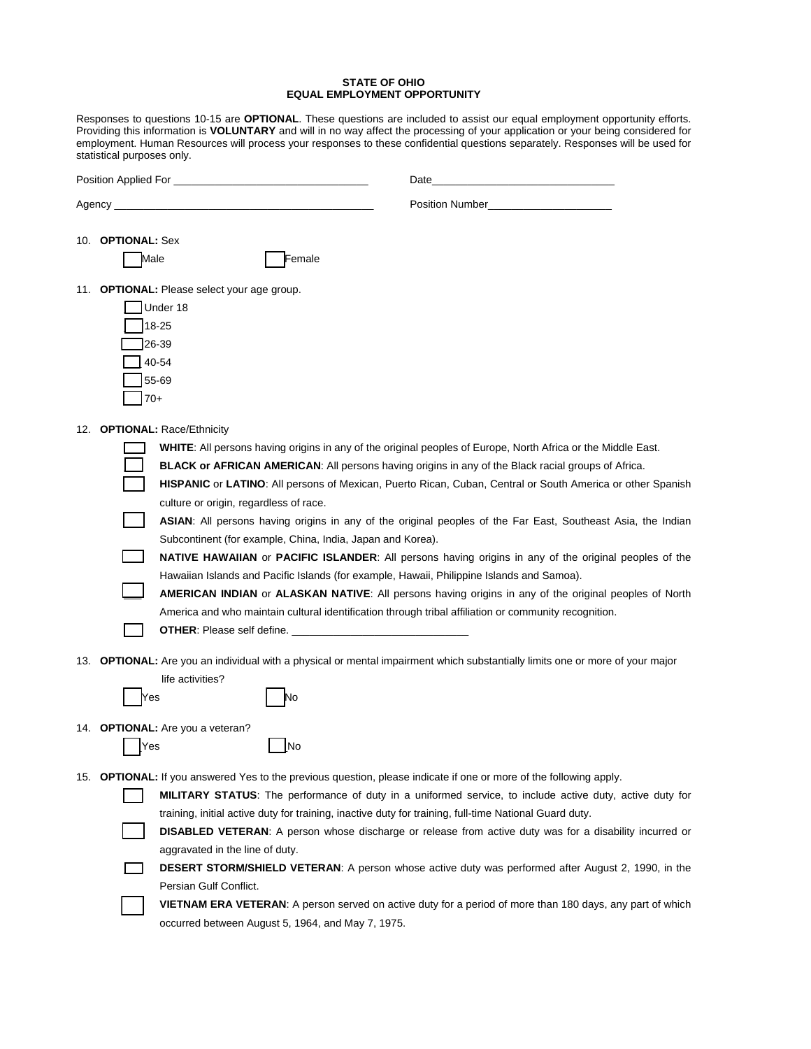**STATE OF OHIO**
**EQUAL EMPLOYMENT OPPORTUNITY**

Responses to questions 10-15 are **OPTIONAL**. These questions are included to assist our equal employment opportunity efforts. Providing this information is **VOLUNTARY** and will in no way affect the processing of your application or your being considered for employment. Human Resources will process your responses to these confidential questions separately. Responses will be used for statistical purposes only.

Position Applied For ________________________________ Date______________________________

Agency ____________________________________________ Position Number____________________

10. **OPTIONAL:** Sex

☐ Male ☐ Female

11. **OPTIONAL:** Please select your age group.

☐ Under 18
☐ 18-25
☐ 26-39
☐ 40-54
☐ 55-69
☐ 70+

12. **OPTIONAL:** Race/Ethnicity

☐ **WHITE**: All persons having origins in any of the original peoples of Europe, North Africa or the Middle East.
☐ **BLACK or AFRICAN AMERICAN**: All persons having origins in any of the Black racial groups of Africa.
☐ **HISPANIC** or **LATINO**: All persons of Mexican, Puerto Rican, Cuban, Central or South America or other Spanish culture or origin, regardless of race.
☐ **ASIAN**: All persons having origins in any of the original peoples of the Far East, Southeast Asia, the Indian Subcontinent (for example, China, India, Japan and Korea).
☐ **NATIVE HAWAIIAN** or **PACIFIC ISLANDER**: All persons having origins in any of the original peoples of the Hawaiian Islands and Pacific Islands (for example, Hawaii, Philippine Islands and Samoa).
☐ **AMERICAN INDIAN** or **ALASKAN NATIVE**: All persons having origins in any of the original peoples of North America and who maintain cultural identification through tribal affiliation or community recognition.
☐ **OTHER**: Please self define. ____________________________

13. **OPTIONAL:** Are you an individual with a physical or mental impairment which substantially limits one or more of your major life activities?

☐ Yes ☐ No

14. **OPTIONAL:** Are you a veteran?

☐ Yes ☐ No

15. **OPTIONAL:** If you answered Yes to the previous question, please indicate if one or more of the following apply.

☐ **MILITARY STATUS**: The performance of duty in a uniformed service, to include active duty, active duty for training, initial active duty for training, inactive duty for training, full-time National Guard duty.
☐ **DISABLED VETERAN**: A person whose discharge or release from active duty was for a disability incurred or aggravated in the line of duty.
☐ **DESERT STORM/SHIELD VETERAN**: A person whose active duty was performed after August 2, 1990, in the Persian Gulf Conflict.
☐ **VIETNAM ERA VETERAN**: A person served on active duty for a period of more than 180 days, any part of which occurred between August 5, 1964, and May 7, 1975.